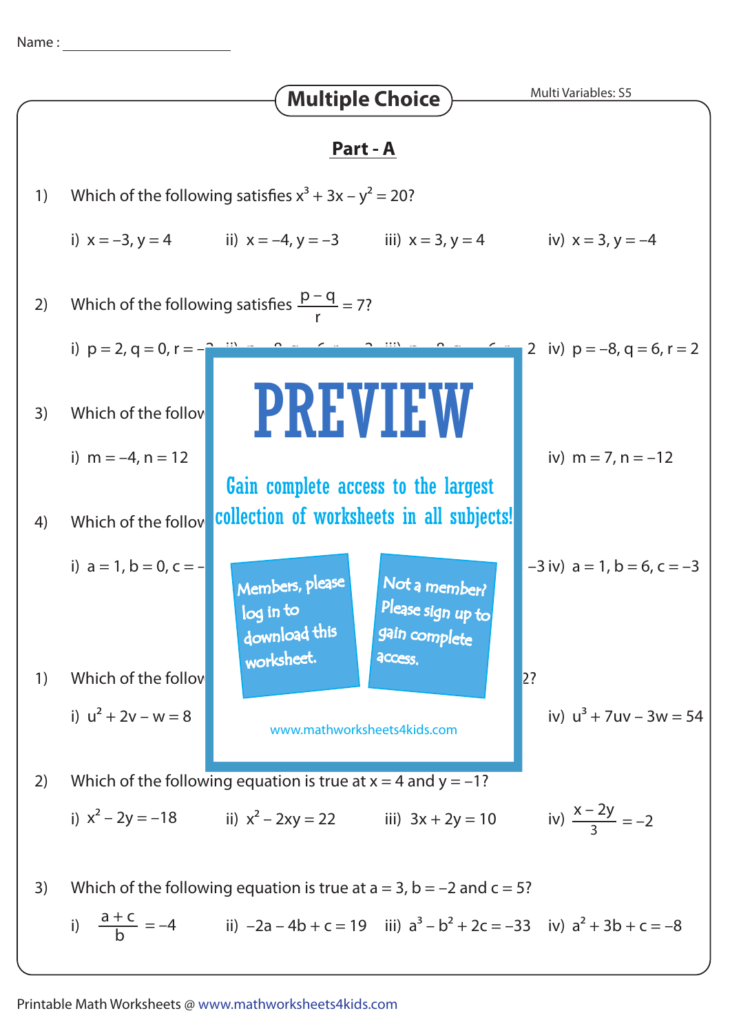Name : ____________________

## Multiple Choice

Multi Variables: S5

### Part - A

1) Which of the following satisfies $x^3 + 3x - y^2 = 20$?

i) $x = -3, y = 4$ ii) $x = -4, y = -3$ iii) $x = 3, y = 4$ iv) $x = 3, y = -4$

2) Which of the following satisfies $\frac{p - q}{r} = 7$?

i) $p = 2, q = 0, r = -$ ... 2 iv) $p = -8, q = 6, r = 2$

3) Which of the follov

i) $m = -4, n = 12$ iv) $m = 7, n = -12$

4) Which of the follov

i) $a = 1, b = 0, c = -$ ... $-3$ iv) $a = 1, b = 6, c = -3$

PREVIEW

Gain complete access to the largest collection of worksheets in all subjects!

Members, please log in to download this worksheet.

Not a member? Please sign up to gain complete access.

www.mathworksheets4kids.com

1) Which of the follov ... 2?

i) $u^2 + 2v - w = 8$ iv) $u^3 + 7uv - 3w = 54$

2) Which of the following equation is true at $x = 4$ and $y = -1$?

i) $x^2 - 2y = -18$ ii) $x^2 - 2xy = 22$ iii) $3x + 2y = 10$ iv) $\frac{x - 2y}{3} = -2$

3) Which of the following equation is true at $a = 3$, $b = -2$ and $c = 5$?

i) $\frac{a + c}{b} = -4$ ii) $-2a - 4b + c = 19$ iii) $a^3 - b^2 + 2c = -33$ iv) $a^2 + 3b + c = -8$

Printable Math Worksheets @ www.mathworksheets4kids.com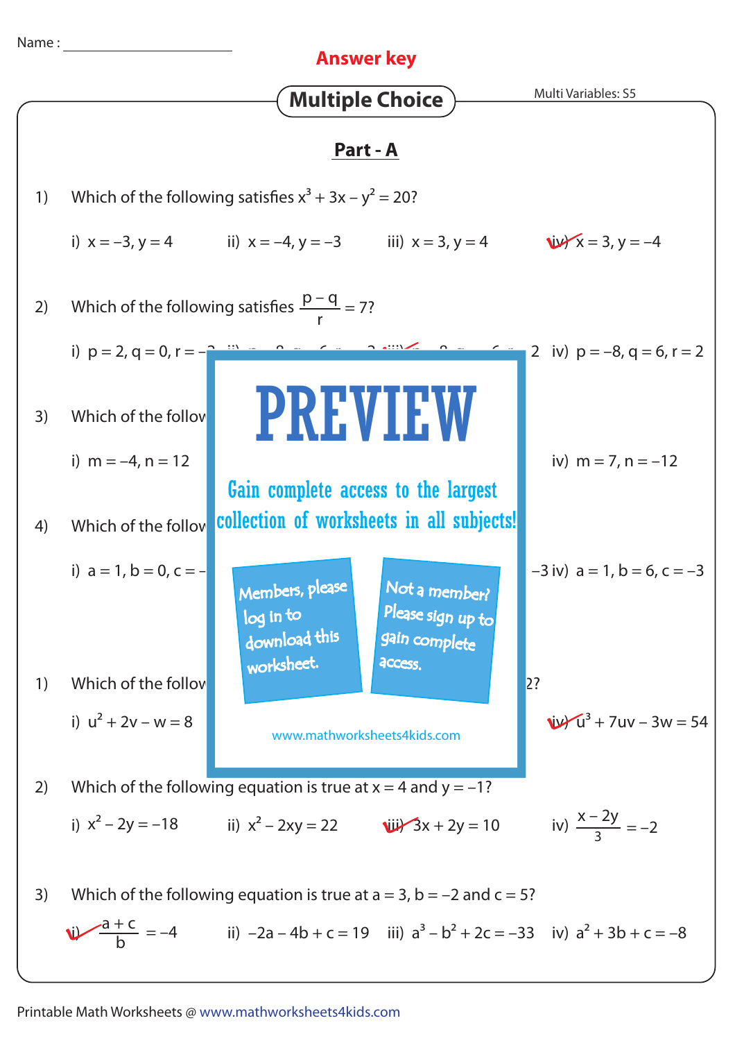Name : ____________________

**Answer key**

## Multiple Choice

Multi Variables: S5

### Part - A

1) Which of the following satisfies $x^3 + 3x - y^2 = 20$?

i) $x = -3, y = 4$ ii) $x = -4, y = -3$ iii) $x = 3, y = 4$ iv) ✓ $x = 3, y = -4$

2) Which of the following satisfies $\frac{p - q}{r} = 7$?

i) $p = 2, q = 0, r = -$ ... 2 iv) $p = -8, q = 6, r = 2$

3) Which of the follov

i) $m = -4, n = 12$ iv) $m = 7, n = -12$

4) Which of the follov

i) $a = 1, b = 0, c = -$ ... $-3$ iv) $a = 1, b = 6, c = -3$

PREVIEW

Gain complete access to the largest collection of worksheets in all subjects!

Members, please log in to download this worksheet.

Not a member? Please sign up to gain complete access.

www.mathworksheets4kids.com

1) Which of the follov ... 2?

i) $u^2 + 2v - w = 8$ iv) ✓ $u^3 + 7uv - 3w = 54$

2) Which of the following equation is true at $x = 4$ and $y = -1$?

i) $x^2 - 2y = -18$ ii) $x^2 - 2xy = 22$ iii) ✓ $3x + 2y = 10$ iv) $\frac{x - 2y}{3} = -2$

3) Which of the following equation is true at $a = 3$, $b = -2$ and $c = 5$?

i) ✓ $\frac{a + c}{b} = -4$ ii) $-2a - 4b + c = 19$ iii) $a^3 - b^2 + 2c = -33$ iv) $a^2 + 3b + c = -8$